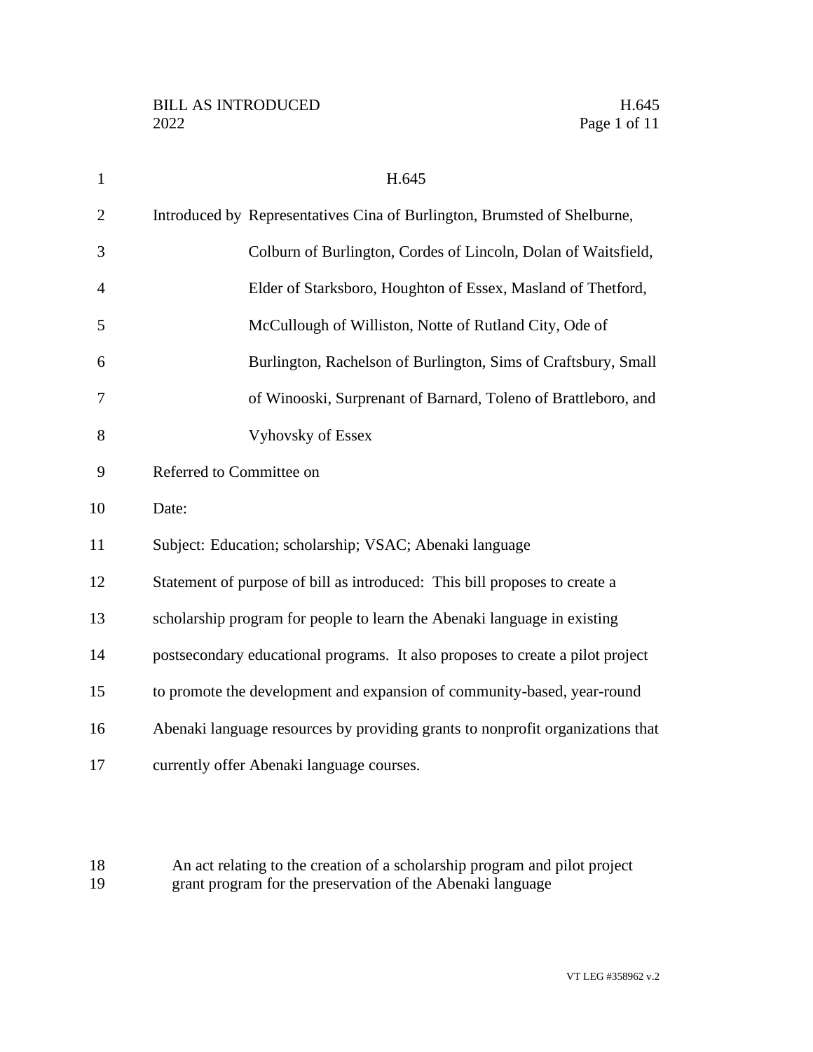# H.645

Introduced by Representatives Cina of Burlington, Brumsted of Shelburne, Colburn of Burlington, Cordes of Lincoln, Dolan of Waitsfield, Elder of Starksboro, Houghton of Essex, Masland of Thetford, McCullough of Williston, Notte of Rutland City, Ode of Burlington, Rachelson of Burlington, Sims of Craftsbury, Small of Winooski, Surprenant of Barnard, Toleno of Brattleboro, and Vyhovsky of Essex

Referred to Committee on

Date:

Subject: Education; scholarship; VSAC; Abenaki language

Statement of purpose of bill as introduced: This bill proposes to create a scholarship program for people to learn the Abenaki language in existing postsecondary educational programs. It also proposes to create a pilot project to promote the development and expansion of community-based, year-round Abenaki language resources by providing grants to nonprofit organizations that currently offer Abenaki language courses.

An act relating to the creation of a scholarship program and pilot project grant program for the preservation of the Abenaki language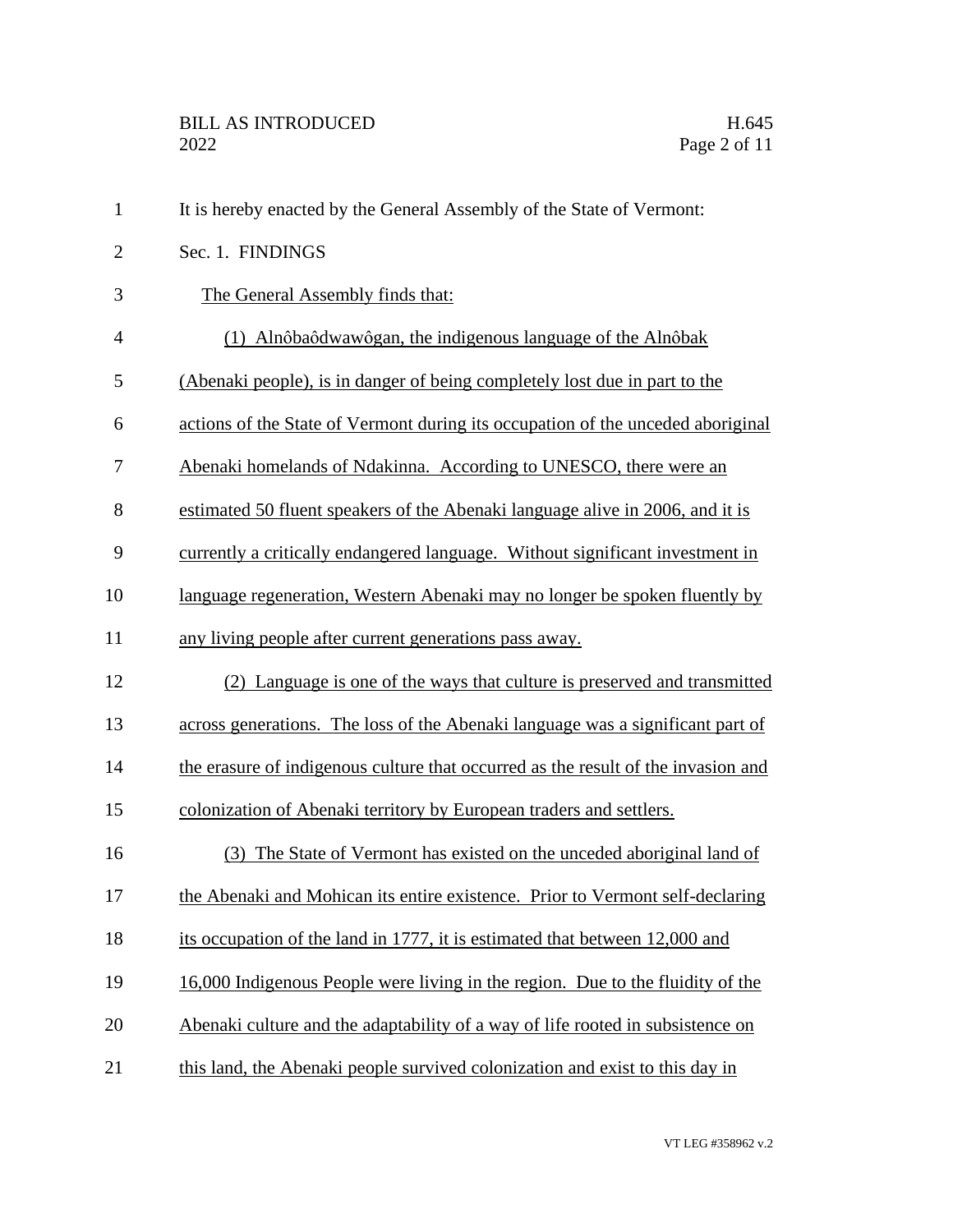It is hereby enacted by the General Assembly of the State of Vermont:

Sec. 1. FINDINGS

The General Assembly finds that:

(1) Alnôbaôdwawôgan, the indigenous language of the Alnôbak (Abenaki people), is in danger of being completely lost due in part to the actions of the State of Vermont during its occupation of the unceded aboriginal Abenaki homelands of Ndakinna. According to UNESCO, there were an estimated 50 fluent speakers of the Abenaki language alive in 2006, and it is currently a critically endangered language. Without significant investment in language regeneration, Western Abenaki may no longer be spoken fluently by any living people after current generations pass away.

(2) Language is one of the ways that culture is preserved and transmitted across generations. The loss of the Abenaki language was a significant part of the erasure of indigenous culture that occurred as the result of the invasion and colonization of Abenaki territory by European traders and settlers.

(3) The State of Vermont has existed on the unceded aboriginal land of the Abenaki and Mohican its entire existence. Prior to Vermont self-declaring its occupation of the land in 1777, it is estimated that between 12,000 and 16,000 Indigenous People were living in the region. Due to the fluidity of the Abenaki culture and the adaptability of a way of life rooted in subsistence on this land, the Abenaki people survived colonization and exist to this day in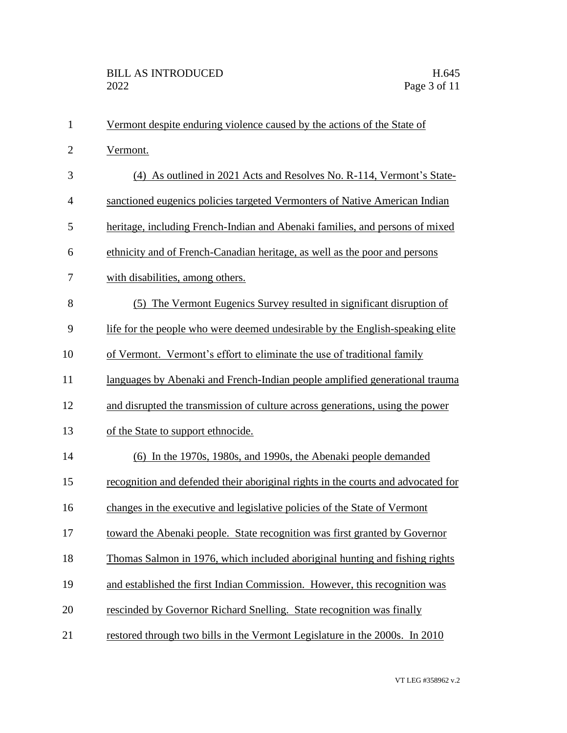Vermont despite enduring violence caused by the actions of the State of Vermont.

(4) As outlined in 2021 Acts and Resolves No. R-114, Vermont's State-sanctioned eugenics policies targeted Vermonters of Native American Indian heritage, including French-Indian and Abenaki families, and persons of mixed ethnicity and of French-Canadian heritage, as well as the poor and persons with disabilities, among others.

(5) The Vermont Eugenics Survey resulted in significant disruption of life for the people who were deemed undesirable by the English-speaking elite of Vermont. Vermont's effort to eliminate the use of traditional family languages by Abenaki and French-Indian people amplified generational trauma and disrupted the transmission of culture across generations, using the power of the State to support ethnocide.

(6) In the 1970s, 1980s, and 1990s, the Abenaki people demanded recognition and defended their aboriginal rights in the courts and advocated for changes in the executive and legislative policies of the State of Vermont toward the Abenaki people. State recognition was first granted by Governor Thomas Salmon in 1976, which included aboriginal hunting and fishing rights and established the first Indian Commission. However, this recognition was rescinded by Governor Richard Snelling. State recognition was finally restored through two bills in the Vermont Legislature in the 2000s. In 2010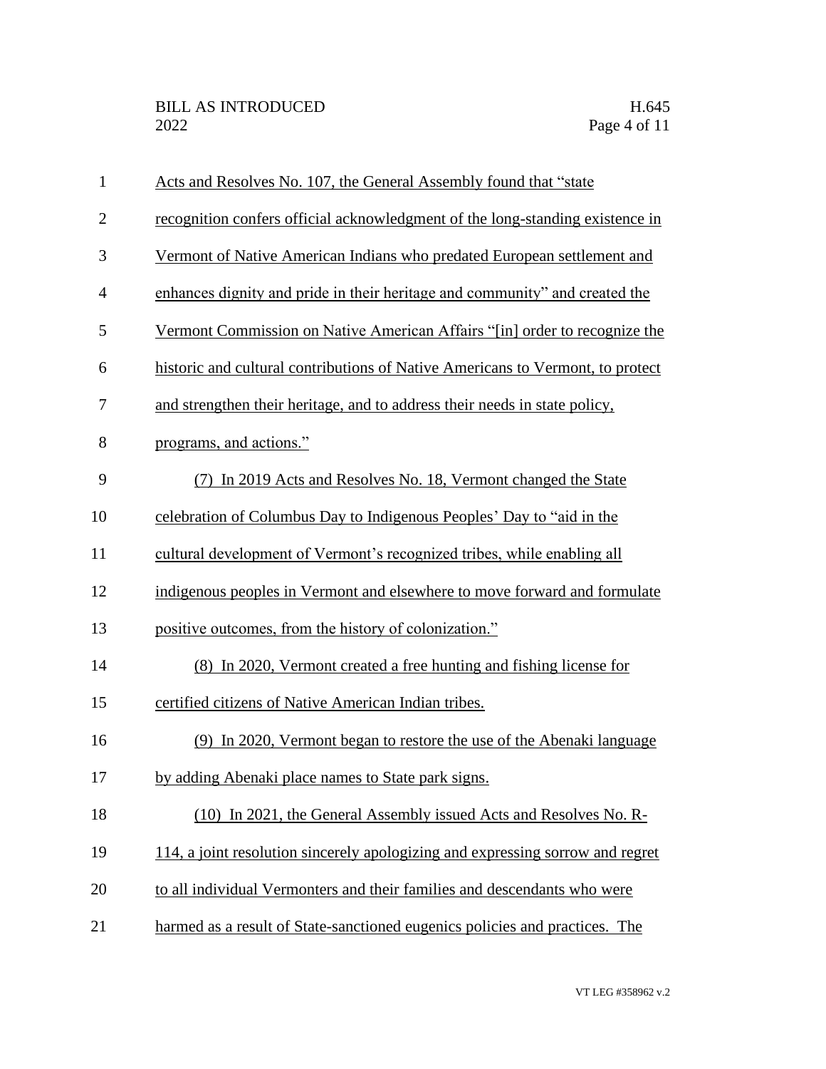Acts and Resolves No. 107, the General Assembly found that "state recognition confers official acknowledgment of the long-standing existence in Vermont of Native American Indians who predated European settlement and enhances dignity and pride in their heritage and community" and created the Vermont Commission on Native American Affairs "[in] order to recognize the historic and cultural contributions of Native Americans to Vermont, to protect and strengthen their heritage, and to address their needs in state policy, programs, and actions."

(7) In 2019 Acts and Resolves No. 18, Vermont changed the State celebration of Columbus Day to Indigenous Peoples' Day to "aid in the cultural development of Vermont's recognized tribes, while enabling all indigenous peoples in Vermont and elsewhere to move forward and formulate positive outcomes, from the history of colonization."

(8) In 2020, Vermont created a free hunting and fishing license for certified citizens of Native American Indian tribes.

(9) In 2020, Vermont began to restore the use of the Abenaki language by adding Abenaki place names to State park signs.

(10) In 2021, the General Assembly issued Acts and Resolves No. R-114, a joint resolution sincerely apologizing and expressing sorrow and regret to all individual Vermonters and their families and descendants who were harmed as a result of State-sanctioned eugenics policies and practices. The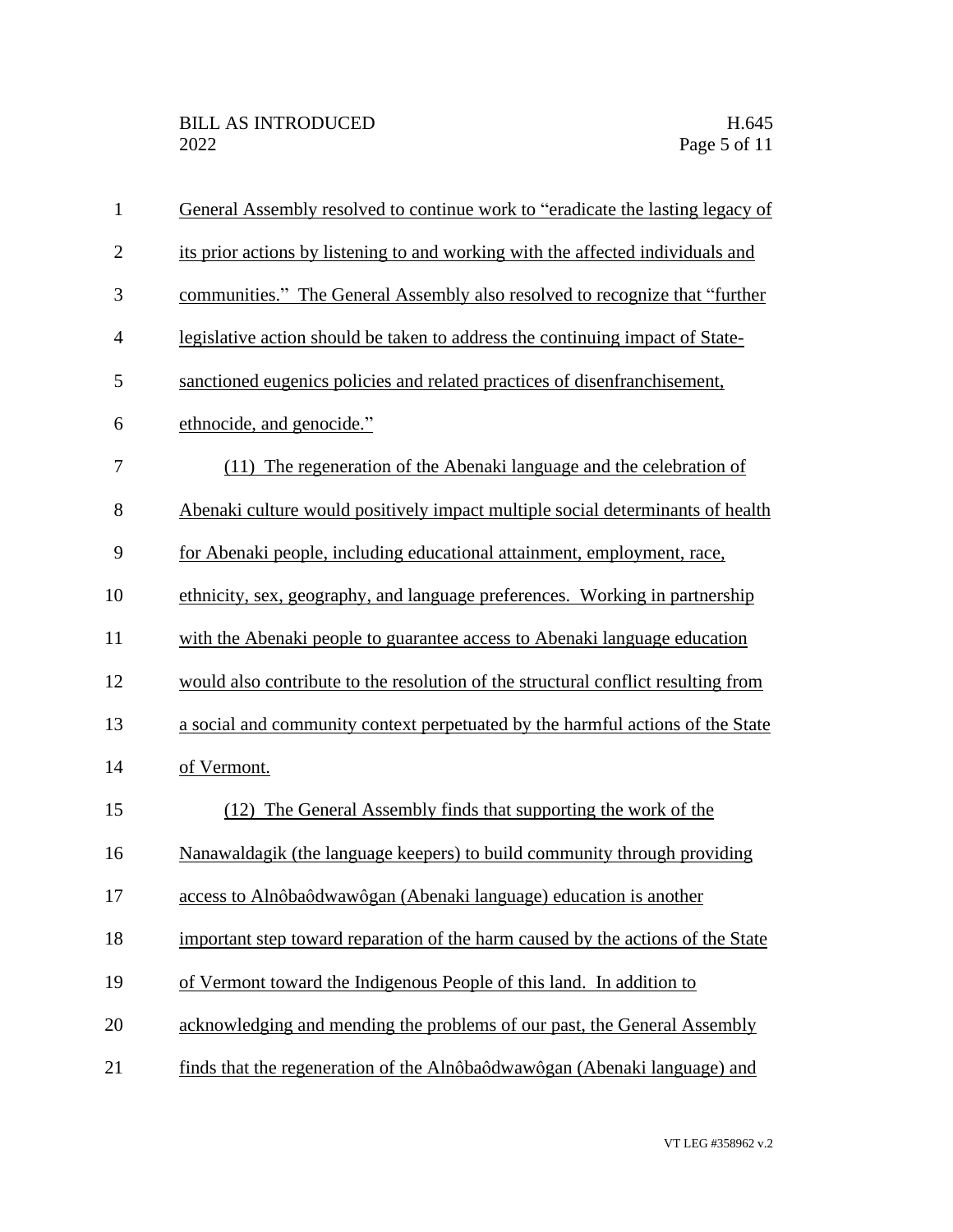General Assembly resolved to continue work to "eradicate the lasting legacy of its prior actions by listening to and working with the affected individuals and communities." The General Assembly also resolved to recognize that "further legislative action should be taken to address the continuing impact of State-sanctioned eugenics policies and related practices of disenfranchisement, ethnocide, and genocide."

(11) The regeneration of the Abenaki language and the celebration of Abenaki culture would positively impact multiple social determinants of health for Abenaki people, including educational attainment, employment, race, ethnicity, sex, geography, and language preferences. Working in partnership with the Abenaki people to guarantee access to Abenaki language education would also contribute to the resolution of the structural conflict resulting from a social and community context perpetuated by the harmful actions of the State of Vermont.

(12) The General Assembly finds that supporting the work of the Nanawaldagik (the language keepers) to build community through providing access to Alnôbaôdwawôgan (Abenaki language) education is another important step toward reparation of the harm caused by the actions of the State of Vermont toward the Indigenous People of this land. In addition to acknowledging and mending the problems of our past, the General Assembly finds that the regeneration of the Alnôbaôdwawôgan (Abenaki language) and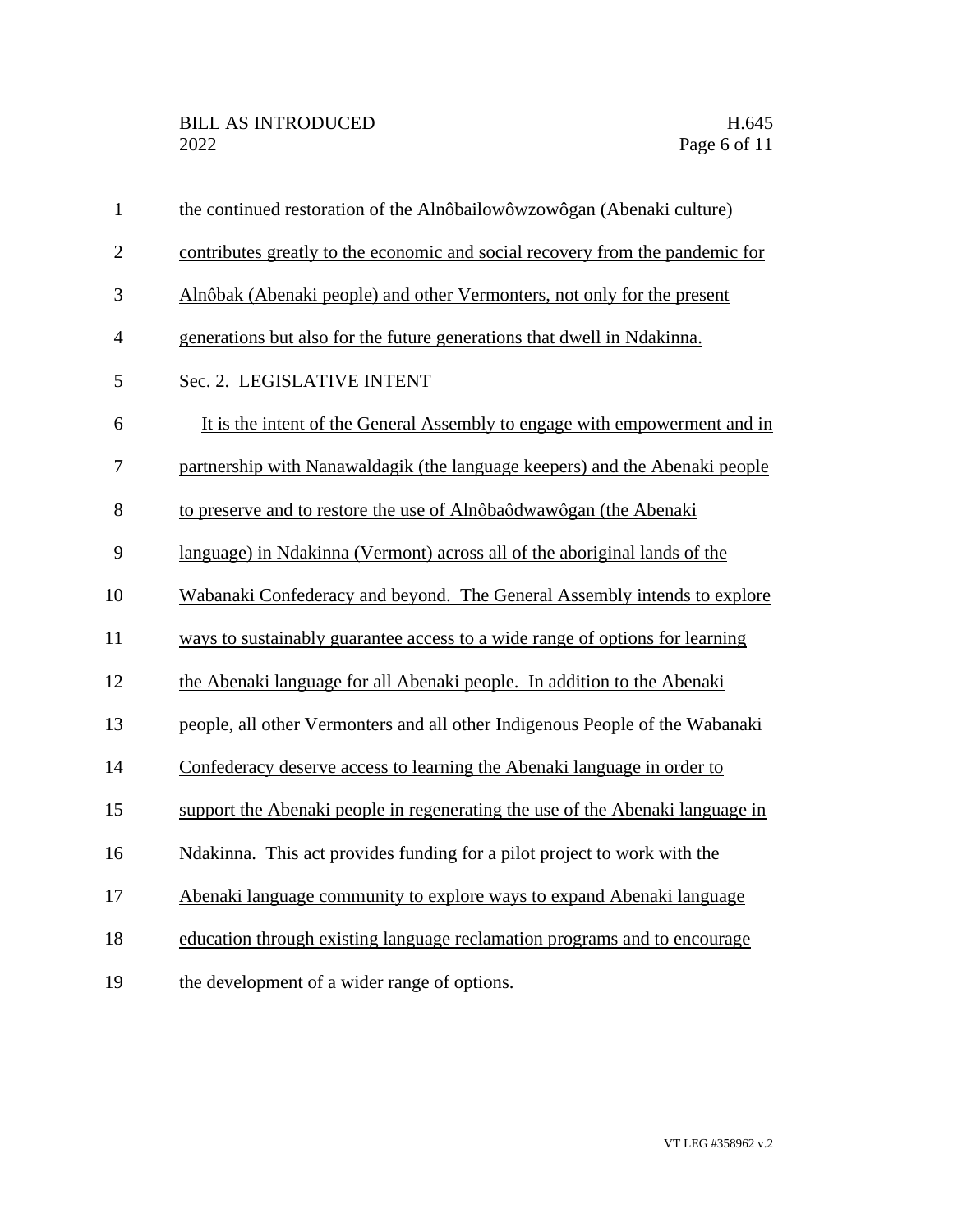the continued restoration of the Alnôbailowôwzowôgan (Abenaki culture) contributes greatly to the economic and social recovery from the pandemic for Alnôbak (Abenaki people) and other Vermonters, not only for the present generations but also for the future generations that dwell in Ndakinna.

Sec. 2. LEGISLATIVE INTENT

It is the intent of the General Assembly to engage with empowerment and in partnership with Nanawaldagik (the language keepers) and the Abenaki people to preserve and to restore the use of Alnôbaôdwawôgan (the Abenaki language) in Ndakinna (Vermont) across all of the aboriginal lands of the Wabanaki Confederacy and beyond. The General Assembly intends to explore ways to sustainably guarantee access to a wide range of options for learning the Abenaki language for all Abenaki people. In addition to the Abenaki people, all other Vermonters and all other Indigenous People of the Wabanaki Confederacy deserve access to learning the Abenaki language in order to support the Abenaki people in regenerating the use of the Abenaki language in Ndakinna. This act provides funding for a pilot project to work with the Abenaki language community to explore ways to expand Abenaki language education through existing language reclamation programs and to encourage the development of a wider range of options.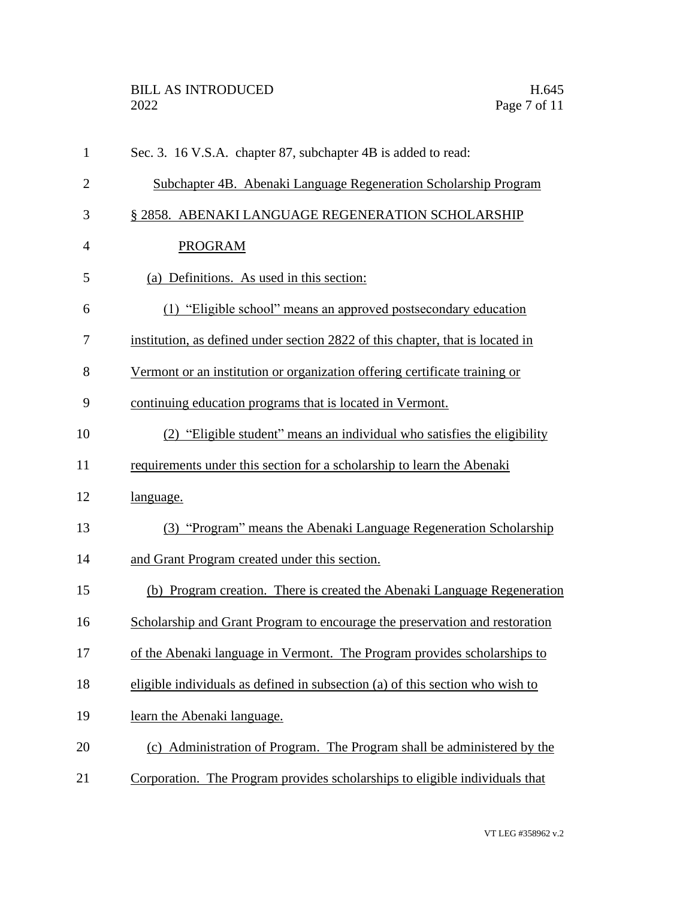Sec. 3. 16 V.S.A. chapter 87, subchapter 4B is added to read:

Subchapter 4B. Abenaki Language Regeneration Scholarship Program

§ 2858. ABENAKI LANGUAGE REGENERATION SCHOLARSHIP PROGRAM

(a) Definitions. As used in this section:

(1) "Eligible school" means an approved postsecondary education institution, as defined under section 2822 of this chapter, that is located in Vermont or an institution or organization offering certificate training or continuing education programs that is located in Vermont.

(2) "Eligible student" means an individual who satisfies the eligibility requirements under this section for a scholarship to learn the Abenaki language.

(3) "Program" means the Abenaki Language Regeneration Scholarship and Grant Program created under this section.

(b) Program creation. There is created the Abenaki Language Regeneration Scholarship and Grant Program to encourage the preservation and restoration of the Abenaki language in Vermont. The Program provides scholarships to eligible individuals as defined in subsection (a) of this section who wish to learn the Abenaki language.

(c) Administration of Program. The Program shall be administered by the Corporation. The Program provides scholarships to eligible individuals that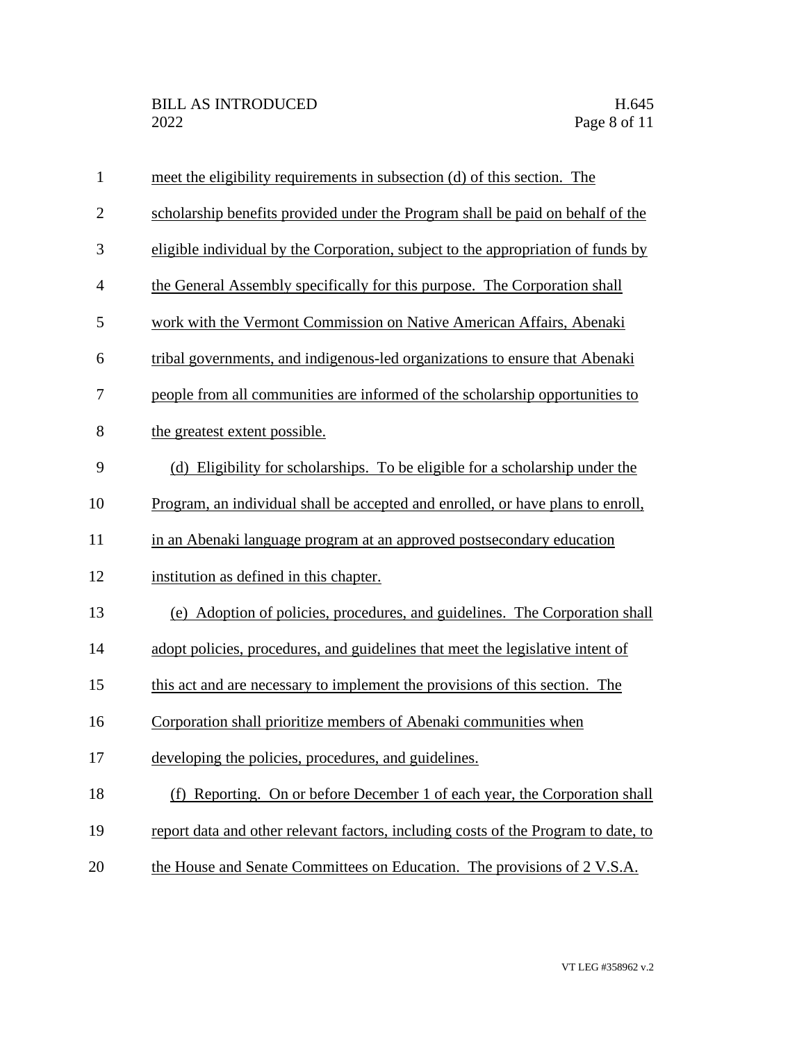meet the eligibility requirements in subsection (d) of this section. The scholarship benefits provided under the Program shall be paid on behalf of the eligible individual by the Corporation, subject to the appropriation of funds by the General Assembly specifically for this purpose. The Corporation shall work with the Vermont Commission on Native American Affairs, Abenaki tribal governments, and indigenous-led organizations to ensure that Abenaki people from all communities are informed of the scholarship opportunities to the greatest extent possible.

(d) Eligibility for scholarships. To be eligible for a scholarship under the Program, an individual shall be accepted and enrolled, or have plans to enroll, in an Abenaki language program at an approved postsecondary education institution as defined in this chapter.

(e) Adoption of policies, procedures, and guidelines. The Corporation shall adopt policies, procedures, and guidelines that meet the legislative intent of this act and are necessary to implement the provisions of this section. The Corporation shall prioritize members of Abenaki communities when developing the policies, procedures, and guidelines.

(f) Reporting. On or before December 1 of each year, the Corporation shall report data and other relevant factors, including costs of the Program to date, to the House and Senate Committees on Education. The provisions of 2 V.S.A.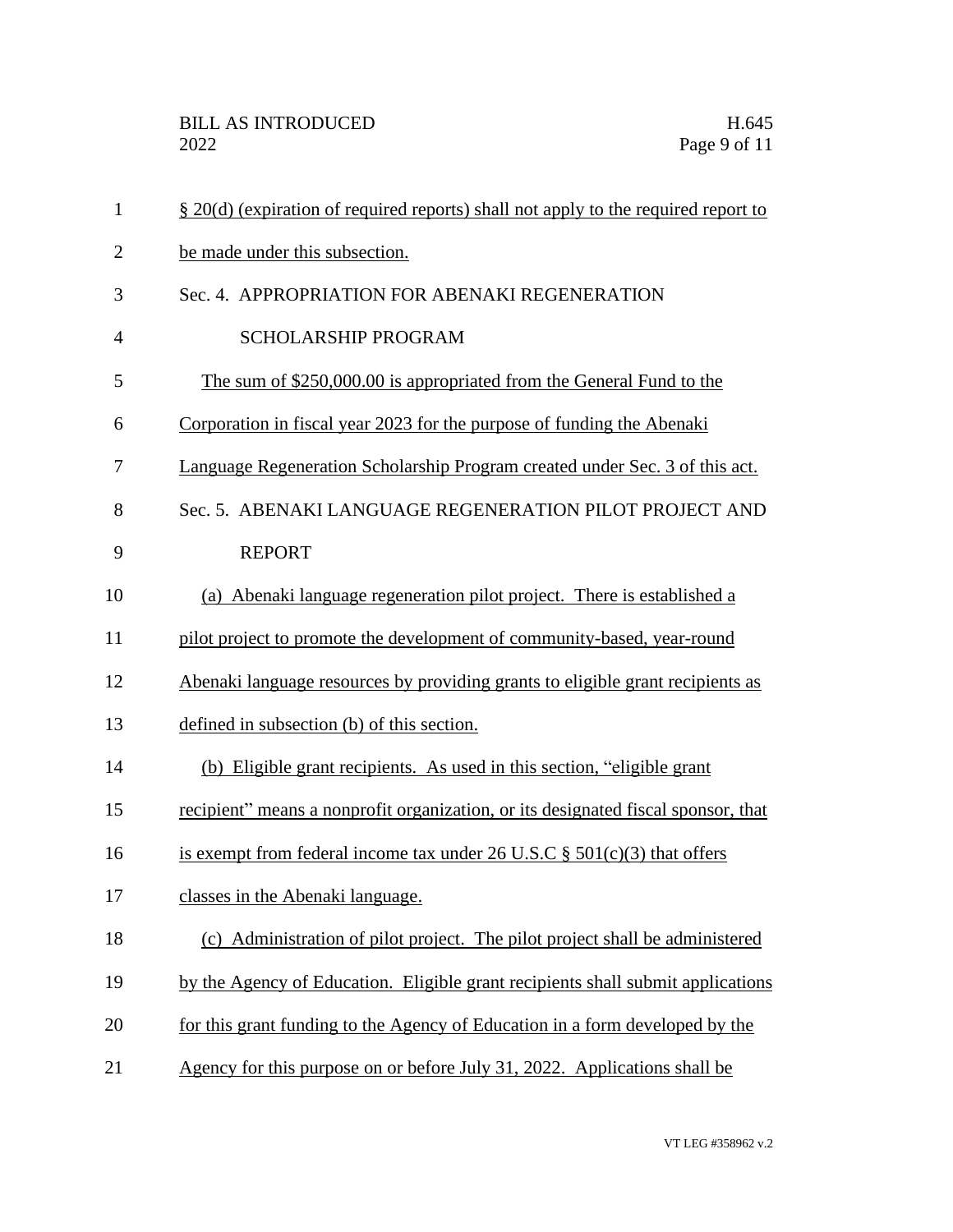§ 20(d) (expiration of required reports) shall not apply to the required report to be made under this subsection.

Sec. 4. APPROPRIATION FOR ABENAKI REGENERATION SCHOLARSHIP PROGRAM

The sum of $250,000.00 is appropriated from the General Fund to the Corporation in fiscal year 2023 for the purpose of funding the Abenaki Language Regeneration Scholarship Program created under Sec. 3 of this act.

Sec. 5. ABENAKI LANGUAGE REGENERATION PILOT PROJECT AND REPORT

(a) Abenaki language regeneration pilot project. There is established a pilot project to promote the development of community-based, year-round Abenaki language resources by providing grants to eligible grant recipients as defined in subsection (b) of this section.

(b) Eligible grant recipients. As used in this section, "eligible grant recipient" means a nonprofit organization, or its designated fiscal sponsor, that is exempt from federal income tax under 26 U.S.C § 501(c)(3) that offers classes in the Abenaki language.

(c) Administration of pilot project. The pilot project shall be administered by the Agency of Education. Eligible grant recipients shall submit applications for this grant funding to the Agency of Education in a form developed by the Agency for this purpose on or before July 31, 2022. Applications shall be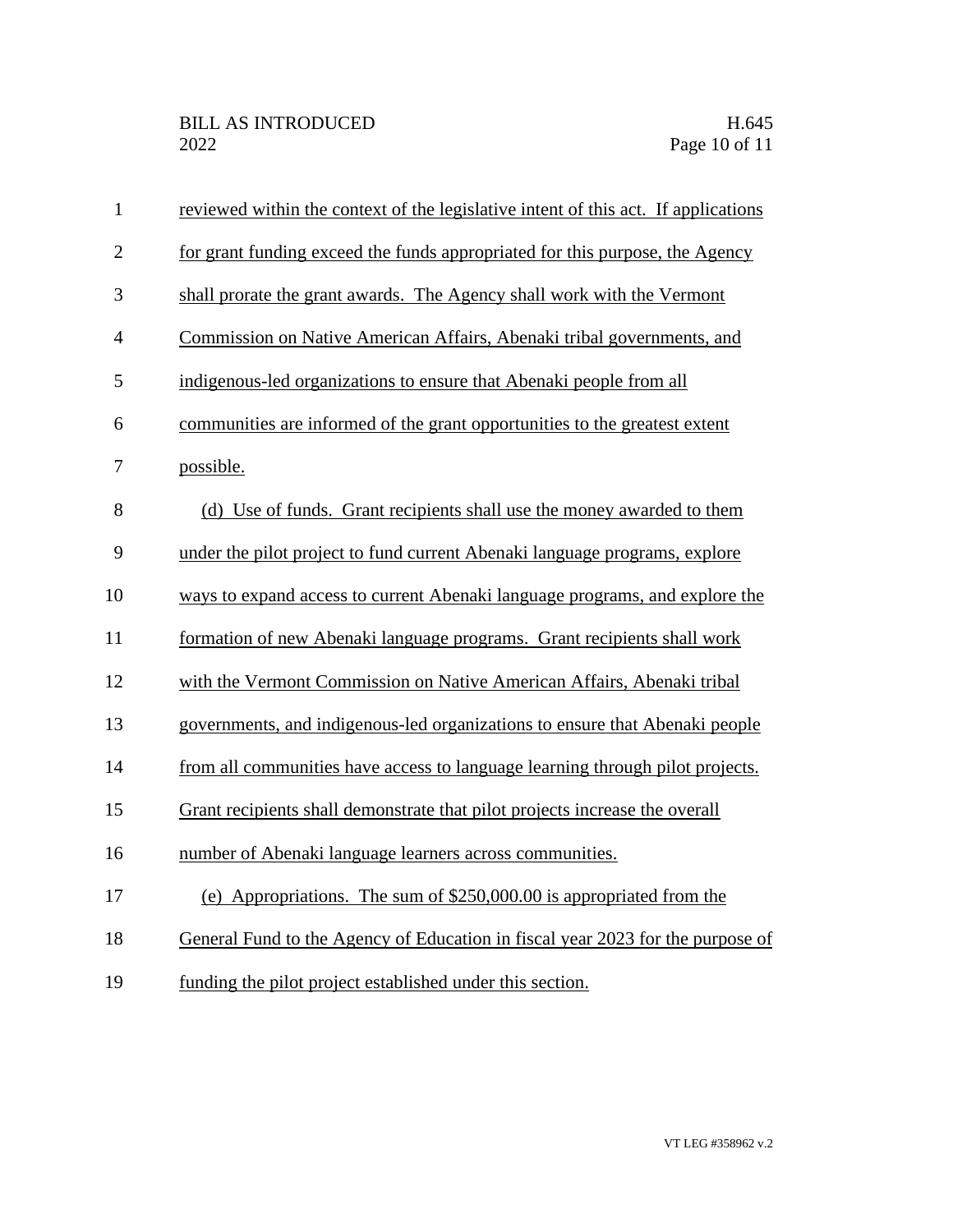reviewed within the context of the legislative intent of this act. If applications for grant funding exceed the funds appropriated for this purpose, the Agency shall prorate the grant awards. The Agency shall work with the Vermont Commission on Native American Affairs, Abenaki tribal governments, and indigenous-led organizations to ensure that Abenaki people from all communities are informed of the grant opportunities to the greatest extent possible.

(d) Use of funds. Grant recipients shall use the money awarded to them under the pilot project to fund current Abenaki language programs, explore ways to expand access to current Abenaki language programs, and explore the formation of new Abenaki language programs. Grant recipients shall work with the Vermont Commission on Native American Affairs, Abenaki tribal governments, and indigenous-led organizations to ensure that Abenaki people from all communities have access to language learning through pilot projects. Grant recipients shall demonstrate that pilot projects increase the overall number of Abenaki language learners across communities.

(e) Appropriations. The sum of $250,000.00 is appropriated from the General Fund to the Agency of Education in fiscal year 2023 for the purpose of funding the pilot project established under this section.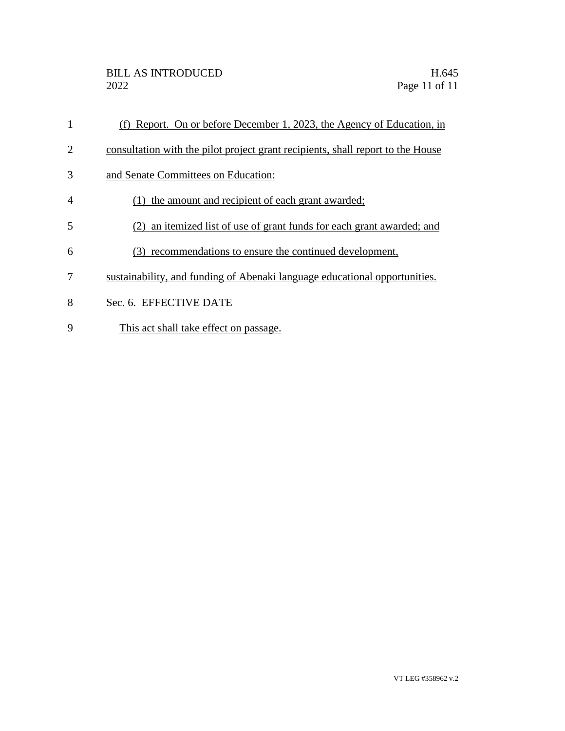(f) Report. On or before December 1, 2023, the Agency of Education, in consultation with the pilot project grant recipients, shall report to the House and Senate Committees on Education:

(1) the amount and recipient of each grant awarded;

(2) an itemized list of use of grant funds for each grant awarded; and

(3) recommendations to ensure the continued development, sustainability, and funding of Abenaki language educational opportunities.

Sec. 6. EFFECTIVE DATE

This act shall take effect on passage.